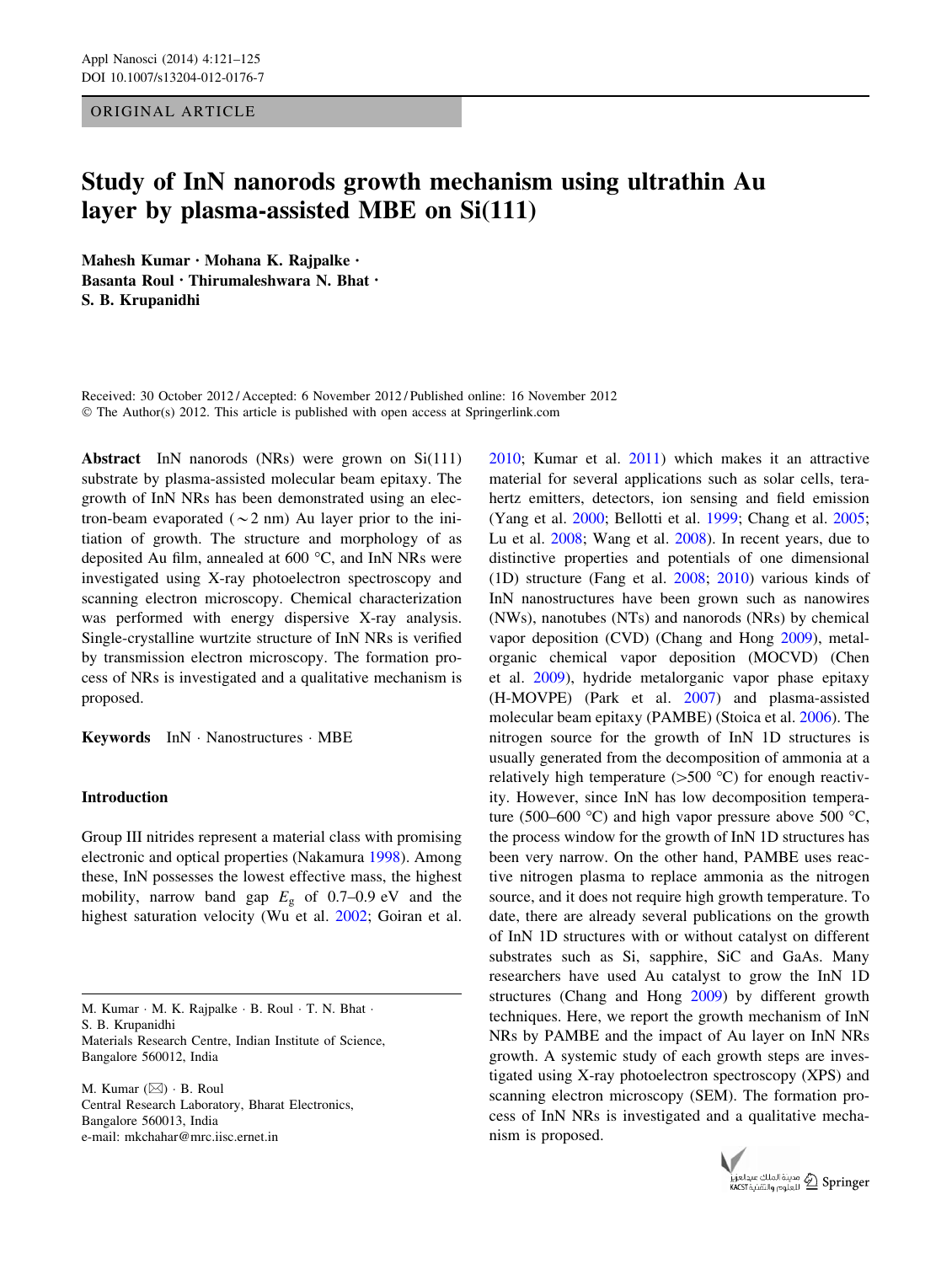ORIGINAL ARTICLE

# Study of InN nanorods growth mechanism using ultrathin Au layer by plasma-assisted MBE on Si(111)

**Mahesh Kumar · Mohana K. Rajpalke · Basanta Roul · Thirumaleshwara N. Bhat · S. B. Krupanidhi**

Received: 30 October 2012 / Accepted: 6 November 2012 / Published online: 16 November 2012
© The Author(s) 2012. This article is published with open access at Springerlink.com

**Abstract** InN nanorods (NRs) were grown on Si(111) substrate by plasma-assisted molecular beam epitaxy. The growth of InN NRs has been demonstrated using an electron-beam evaporated (~2 nm) Au layer prior to the initiation of growth. The structure and morphology of as deposited Au film, annealed at 600 °C, and InN NRs were investigated using X-ray photoelectron spectroscopy and scanning electron microscopy. Chemical characterization was performed with energy dispersive X-ray analysis. Single-crystalline wurtzite structure of InN NRs is verified by transmission electron microscopy. The formation process of NRs is investigated and a qualitative mechanism is proposed.

**Keywords** InN · Nanostructures · MBE

## Introduction

Group III nitrides represent a material class with promising electronic and optical properties (Nakamura 1998). Among these, InN possesses the lowest effective mass, the highest mobility, narrow band gap $E_g$ of 0.7–0.9 eV and the highest saturation velocity (Wu et al. 2002; Goiran et al. 2010; Kumar et al. 2011) which makes it an attractive material for several applications such as solar cells, terahertz emitters, detectors, ion sensing and field emission (Yang et al. 2000; Bellotti et al. 1999; Chang et al. 2005; Lu et al. 2008; Wang et al. 2008). In recent years, due to distinctive properties and potentials of one dimensional (1D) structure (Fang et al. 2008; 2010) various kinds of InN nanostructures have been grown such as nanowires (NWs), nanotubes (NTs) and nanorods (NRs) by chemical vapor deposition (CVD) (Chang and Hong 2009), metal-organic chemical vapor deposition (MOCVD) (Chen et al. 2009), hydride metalorganic vapor phase epitaxy (H-MOVPE) (Park et al. 2007) and plasma-assisted molecular beam epitaxy (PAMBE) (Stoica et al. 2006). The nitrogen source for the growth of InN 1D structures is usually generated from the decomposition of ammonia at a relatively high temperature (>500 °C) for enough reactivity. However, since InN has low decomposition temperature (500–600 °C) and high vapor pressure above 500 °C, the process window for the growth of InN 1D structures has been very narrow. On the other hand, PAMBE uses reactive nitrogen plasma to replace ammonia as the nitrogen source, and it does not require high growth temperature. To date, there are already several publications on the growth of InN 1D structures with or without catalyst on different substrates such as Si, sapphire, SiC and GaAs. Many researchers have used Au catalyst to grow the InN 1D structures (Chang and Hong 2009) by different growth techniques. Here, we report the growth mechanism of InN NRs by PAMBE and the impact of Au layer on InN NRs growth. A systemic study of each growth steps are investigated using X-ray photoelectron spectroscopy (XPS) and scanning electron microscopy (SEM). The formation process of InN NRs is investigated and a qualitative mechanism is proposed.

---

M. Kumar · M. K. Rajpalke · B. Roul · T. N. Bhat · S. B. Krupanidhi
Materials Research Centre, Indian Institute of Science, Bangalore 560012, India

M. Kumar (✉) · B. Roul
Central Research Laboratory, Bharat Electronics, Bangalore 560013, India
e-mail: mkchahar@mrc.iisc.ernet.in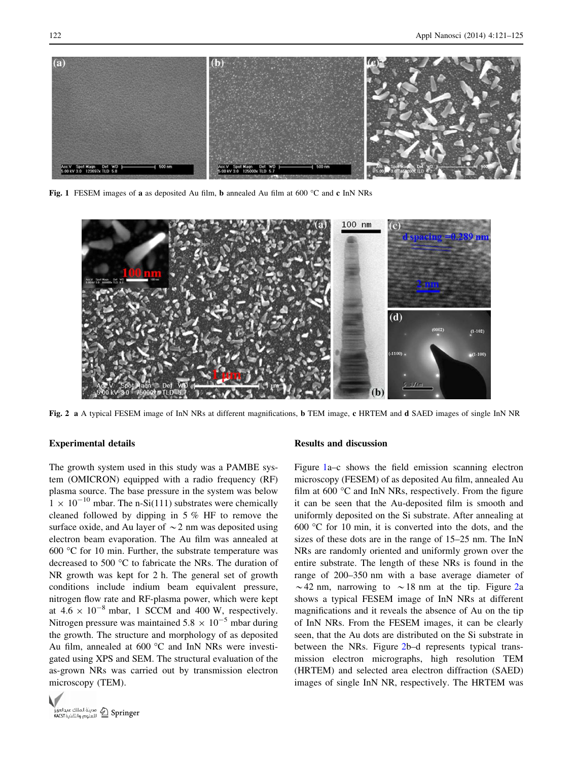Fig. 1 FESEM images of **a** as deposited Au film, **b** annealed Au film at 600 °C and **c** InN NRs

Fig. 2 **a** A typical FESEM image of InN NRs at different magnifications, **b** TEM image, **c** HRTEM and **d** SAED images of single InN NR

## Experimental details

The growth system used in this study was a PAMBE system (OMICRON) equipped with a radio frequency (RF) plasma source. The base pressure in the system was below $1 \times 10^{-10}$ mbar. The n-Si(111) substrates were chemically cleaned followed by dipping in 5 % HF to remove the surface oxide, and Au layer of $\sim 2$ nm was deposited using electron beam evaporation. The Au film was annealed at 600 °C for 10 min. Further, the substrate temperature was decreased to 500 °C to fabricate the NRs. The duration of NR growth was kept for 2 h. The general set of growth conditions include indium beam equivalent pressure, nitrogen flow rate and RF-plasma power, which were kept at $4.6 \times 10^{-8}$ mbar, 1 SCCM and 400 W, respectively. Nitrogen pressure was maintained $5.8 \times 10^{-5}$ mbar during the growth. The structure and morphology of as deposited Au film, annealed at 600 °C and InN NRs were investigated using XPS and SEM. The structural evaluation of the as-grown NRs was carried out by transmission electron microscopy (TEM).

## Results and discussion

Figure 1a–c shows the field emission scanning electron microscopy (FESEM) of as deposited Au film, annealed Au film at 600 °C and InN NRs, respectively. From the figure it can be seen that the Au-deposited film is smooth and uniformly deposited on the Si substrate. After annealing at 600 °C for 10 min, it is converted into the dots, and the sizes of these dots are in the range of 15–25 nm. The InN NRs are randomly oriented and uniformly grown over the entire substrate. The length of these NRs is found in the range of 200–350 nm with a base average diameter of $\sim$42 nm, narrowing to $\sim$18 nm at the tip. Figure 2a shows a typical FESEM image of InN NRs at different magnifications and it reveals the absence of Au on the tip of InN NRs. From the FESEM images, it can be clearly seen, that the Au dots are distributed on the Si substrate in between the NRs. Figure 2b–d represents typical transmission electron micrographs, high resolution TEM (HRTEM) and selected area electron diffraction (SAED) images of single InN NR, respectively. The HRTEM was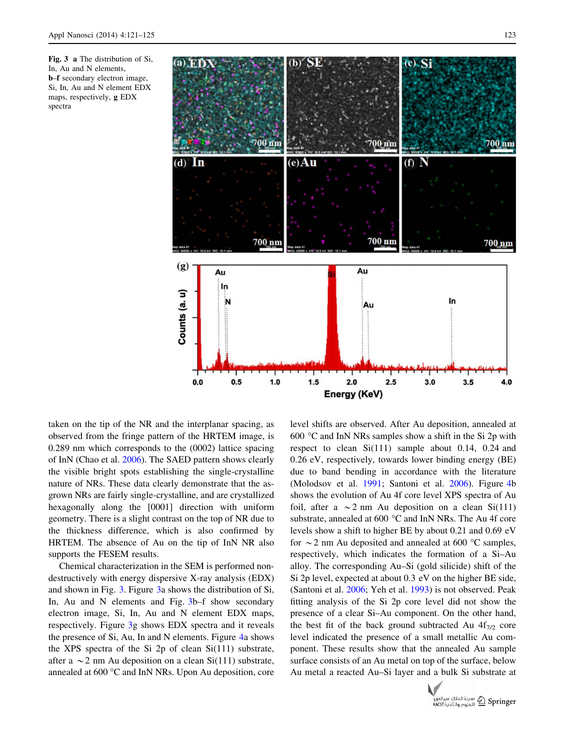**Fig. 3** **a** The distribution of Si, In, Au and N elements, **b–f** secondary electron image, Si, In, Au and N element EDX maps, respectively, **g** EDX spectra

taken on the tip of the NR and the interplanar spacing, as observed from the fringe pattern of the HRTEM image, is 0.289 nm which corresponds to the (0002) lattice spacing of InN (Chao et al. 2006). The SAED pattern shows clearly the visible bright spots establishing the single-crystalline nature of NRs. These data clearly demonstrate that the as-grown NRs are fairly single-crystalline, and are crystallized hexagonally along the [0001] direction with uniform geometry. There is a slight contrast on the top of NR due to the thickness difference, which is also confirmed by HRTEM. The absence of Au on the tip of InN NR also supports the FESEM results.

Chemical characterization in the SEM is performed non-destructively with energy dispersive X-ray analysis (EDX) and shown in Fig. 3. Figure 3a shows the distribution of Si, In, Au and N elements and Fig. 3b–f show secondary electron image, Si, In, Au and N element EDX maps, respectively. Figure 3g shows EDX spectra and it reveals the presence of Si, Au, In and N elements. Figure 4a shows the XPS spectra of the Si 2p of clean Si(111) substrate, after a $\sim$2 nm Au deposition on a clean Si(111) substrate, annealed at 600 °C and InN NRs. Upon Au deposition, core level shifts are observed. After Au deposition, annealed at 600 °C and InN NRs samples show a shift in the Si 2p with respect to clean Si(111) sample about 0.14, 0.24 and 0.26 eV, respectively, towards lower binding energy (BE) due to band bending in accordance with the literature (Molodsov et al. 1991; Santoni et al. 2006). Figure 4b shows the evolution of Au 4f core level XPS spectra of Au foil, after a $\sim$2 nm Au deposition on a clean Si(111) substrate, annealed at 600 °C and InN NRs. The Au 4f core levels show a shift to higher BE by about 0.21 and 0.69 eV for $\sim$2 nm Au deposited and annealed at 600 °C samples, respectively, which indicates the formation of a Si–Au alloy. The corresponding Au–Si (gold silicide) shift of the Si 2p level, expected at about 0.3 eV on the higher BE side, (Santoni et al. 2006; Yeh et al. 1993) is not observed. Peak fitting analysis of the Si 2p core level did not show the presence of a clear Si–Au component. On the other hand, the best fit of the back ground subtracted Au $4f_{7/2}$ core level indicated the presence of a small metallic Au component. These results show that the annealed Au sample surface consists of an Au metal on top of the surface, below Au metal a reacted Au–Si layer and a bulk Si substrate at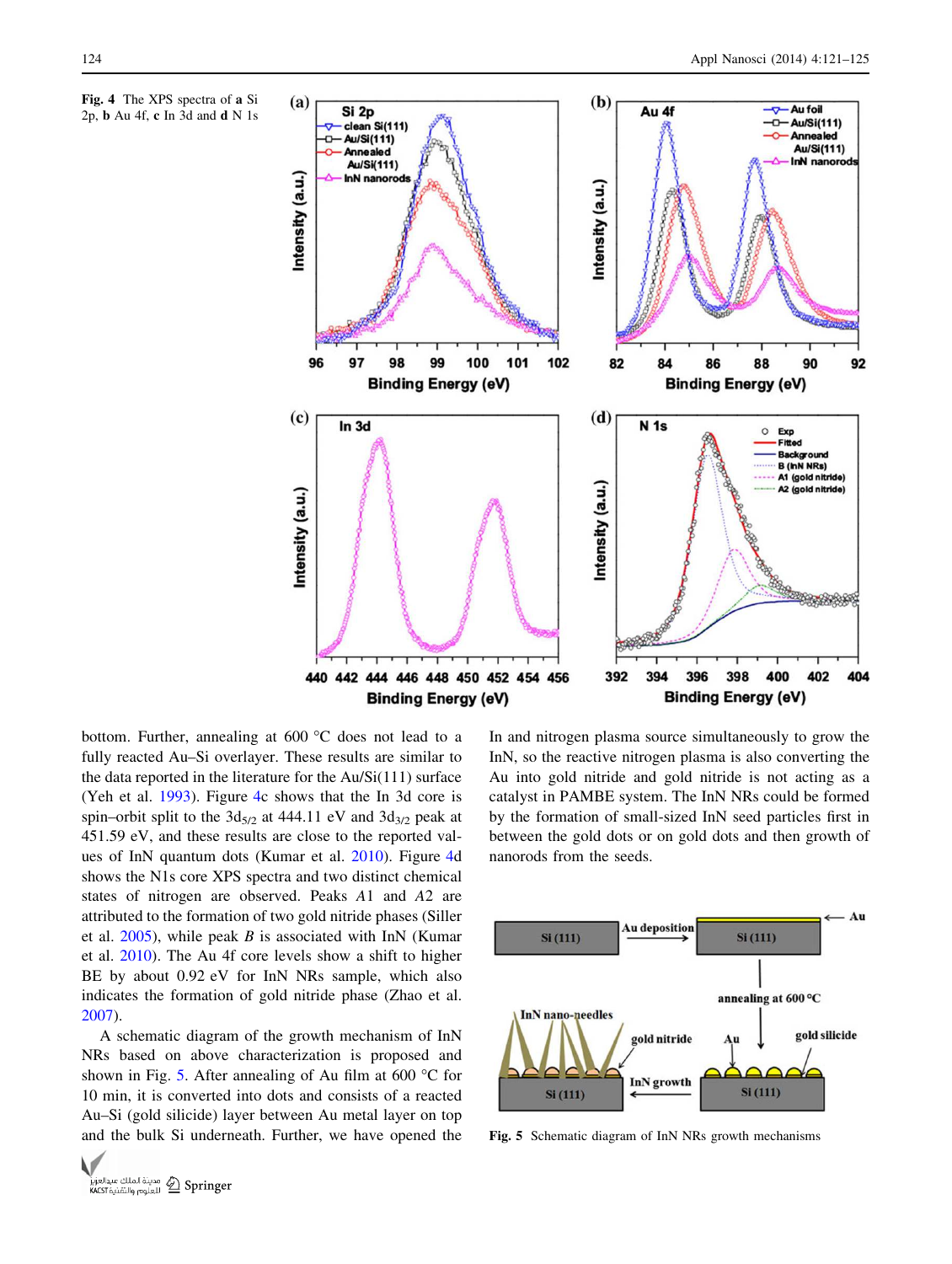Fig. 4 The XPS spectra of **a** Si 2p, **b** Au 4f, **c** In 3d and **d** N 1s

bottom. Further, annealing at 600 °C does not lead to a fully reacted Au–Si overlayer. These results are similar to the data reported in the literature for the Au/Si(111) surface (Yeh et al. 1993). Figure 4c shows that the In 3d core is spin–orbit split to the $3d_{5/2}$ at 444.11 eV and $3d_{3/2}$ peak at 451.59 eV, and these results are close to the reported values of InN quantum dots (Kumar et al. 2010). Figure 4d shows the N1s core XPS spectra and two distinct chemical states of nitrogen are observed. Peaks *A*1 and *A*2 are attributed to the formation of two gold nitride phases (Siller et al. 2005), while peak *B* is associated with InN (Kumar et al. 2010). The Au 4f core levels show a shift to higher BE by about 0.92 eV for InN NRs sample, which also indicates the formation of gold nitride phase (Zhao et al. 2007).

A schematic diagram of the growth mechanism of InN NRs based on above characterization is proposed and shown in Fig. 5. After annealing of Au film at 600 °C for 10 min, it is converted into dots and consists of a reacted Au–Si (gold silicide) layer between Au metal layer on top and the bulk Si underneath. Further, we have opened the In and nitrogen plasma source simultaneously to grow the InN, so the reactive nitrogen plasma is also converting the Au into gold nitride and gold nitride is not acting as a catalyst in PAMBE system. The InN NRs could be formed by the formation of small-sized InN seed particles first in between the gold dots or on gold dots and then growth of nanorods from the seeds.

Fig. 5 Schematic diagram of InN NRs growth mechanisms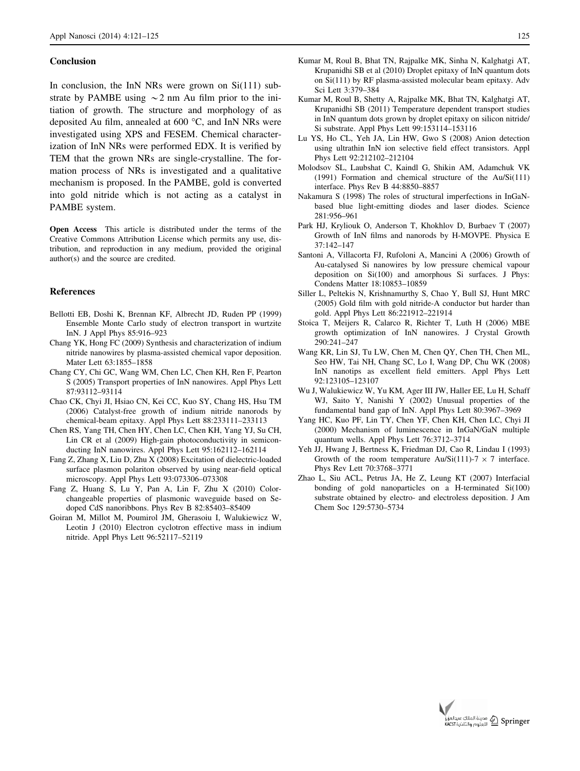## Conclusion

In conclusion, the InN NRs were grown on Si(111) substrate by PAMBE using ~2 nm Au film prior to the initiation of growth. The structure and morphology of as deposited Au film, annealed at 600 °C, and InN NRs were investigated using XPS and FESEM. Chemical characterization of InN NRs were performed EDX. It is verified by TEM that the grown NRs are single-crystalline. The formation process of NRs is investigated and a qualitative mechanism is proposed. In the PAMBE, gold is converted into gold nitride which is not acting as a catalyst in PAMBE system.

**Open Access** This article is distributed under the terms of the Creative Commons Attribution License which permits any use, distribution, and reproduction in any medium, provided the original author(s) and the source are credited.

## References

Bellotti EB, Doshi K, Brennan KF, Albrecht JD, Ruden PP (1999) Ensemble Monte Carlo study of electron transport in wurtzite InN. J Appl Phys 85:916–923

Chang YK, Hong FC (2009) Synthesis and characterization of indium nitride nanowires by plasma-assisted chemical vapor deposition. Mater Lett 63:1855–1858

Chang CY, Chi GC, Wang WM, Chen LC, Chen KH, Ren F, Pearton S (2005) Transport properties of InN nanowires. Appl Phys Lett 87:93112–93114

Chao CK, Chyi JI, Hsiao CN, Kei CC, Kuo SY, Chang HS, Hsu TM (2006) Catalyst-free growth of indium nitride nanorods by chemical-beam epitaxy. Appl Phys Lett 88:233111–233113

Chen RS, Yang TH, Chen HY, Chen LC, Chen KH, Yang YJ, Su CH, Lin CR et al (2009) High-gain photoconductivity in semiconducting InN nanowires. Appl Phys Lett 95:162112–162114

Fang Z, Zhang X, Liu D, Zhu X (2008) Excitation of dielectric-loaded surface plasmon polariton observed by using near-field optical microscopy. Appl Phys Lett 93:073306–073308

Fang Z, Huang S, Lu Y, Pan A, Lin F, Zhu X (2010) Color-changeable properties of plasmonic waveguide based on Se-doped CdS nanoribbons. Phys Rev B 82:85403–85409

Goiran M, Millot M, Poumirol JM, Gherasoiu I, Walukiewicz W, Leotin J (2010) Electron cyclotron effective mass in indium nitride. Appl Phys Lett 96:52117–52119

Kumar M, Roul B, Bhat TN, Rajpalke MK, Sinha N, Kalghatgi AT, Krupanidhi SB et al (2010) Droplet epitaxy of InN quantum dots on Si(111) by RF plasma-assisted molecular beam epitaxy. Adv Sci Lett 3:379–384

Kumar M, Roul B, Shetty A, Rajpalke MK, Bhat TN, Kalghatgi AT, Krupanidhi SB (2011) Temperature dependent transport studies in InN quantum dots grown by droplet epitaxy on silicon nitride/Si substrate. Appl Phys Lett 99:153114–153116

Lu YS, Ho CL, Yeh JA, Lin HW, Gwo S (2008) Anion detection using ultrathin InN ion selective field effect transistors. Appl Phys Lett 92:212102–212104

Molodsov SL, Laubshat C, Kaindl G, Shikin AM, Adamchuk VK (1991) Formation and chemical structure of the Au/Si(111) interface. Phys Rev B 44:8850–8857

Nakamura S (1998) The roles of structural imperfections in InGaN-based blue light-emitting diodes and laser diodes. Science 281:956–961

Park HJ, Kryliouk O, Anderson T, Khokhlov D, Burbaev T (2007) Growth of InN films and nanorods by H-MOVPE. Physica E 37:142–147

Santoni A, Villacorta FJ, Rufoloni A, Mancini A (2006) Growth of Au-catalysed Si nanowires by low pressure chemical vapour deposition on Si(100) and amorphous Si surfaces. J Phys: Condens Matter 18:10853–10859

Siller L, Peltekis N, Krishnamurthy S, Chao Y, Bull SJ, Hunt MRC (2005) Gold film with gold nitride-A conductor but harder than gold. Appl Phys Lett 86:221912–221914

Stoica T, Meijers R, Calarco R, Richter T, Luth H (2006) MBE growth optimization of InN nanowires. J Crystal Growth 290:241–247

Wang KR, Lin SJ, Tu LW, Chen M, Chen QY, Chen TH, Chen ML, Seo HW, Tai NH, Chang SC, Lo I, Wang DP, Chu WK (2008) InN nanotips as excellent field emitters. Appl Phys Lett 92:123105–123107

Wu J, Walukiewicz W, Yu KM, Ager III JW, Haller EE, Lu H, Schaff WJ, Saito Y, Nanishi Y (2002) Unusual properties of the fundamental band gap of InN. Appl Phys Lett 80:3967–3969

Yang HC, Kuo PF, Lin TY, Chen YF, Chen KH, Chen LC, Chyi JI (2000) Mechanism of luminescence in InGaN/GaN multiple quantum wells. Appl Phys Lett 76:3712–3714

Yeh JJ, Hwang J, Bertness K, Friedman DJ, Cao R, Lindau I (1993) Growth of the room temperature Au/Si(111)-7 × 7 interface. Phys Rev Lett 70:3768–3771

Zhao L, Siu ACL, Petrus JA, He Z, Leung KT (2007) Interfacial bonding of gold nanoparticles on a H-terminated Si(100) substrate obtained by electro- and electroless deposition. J Am Chem Soc 129:5730–5734